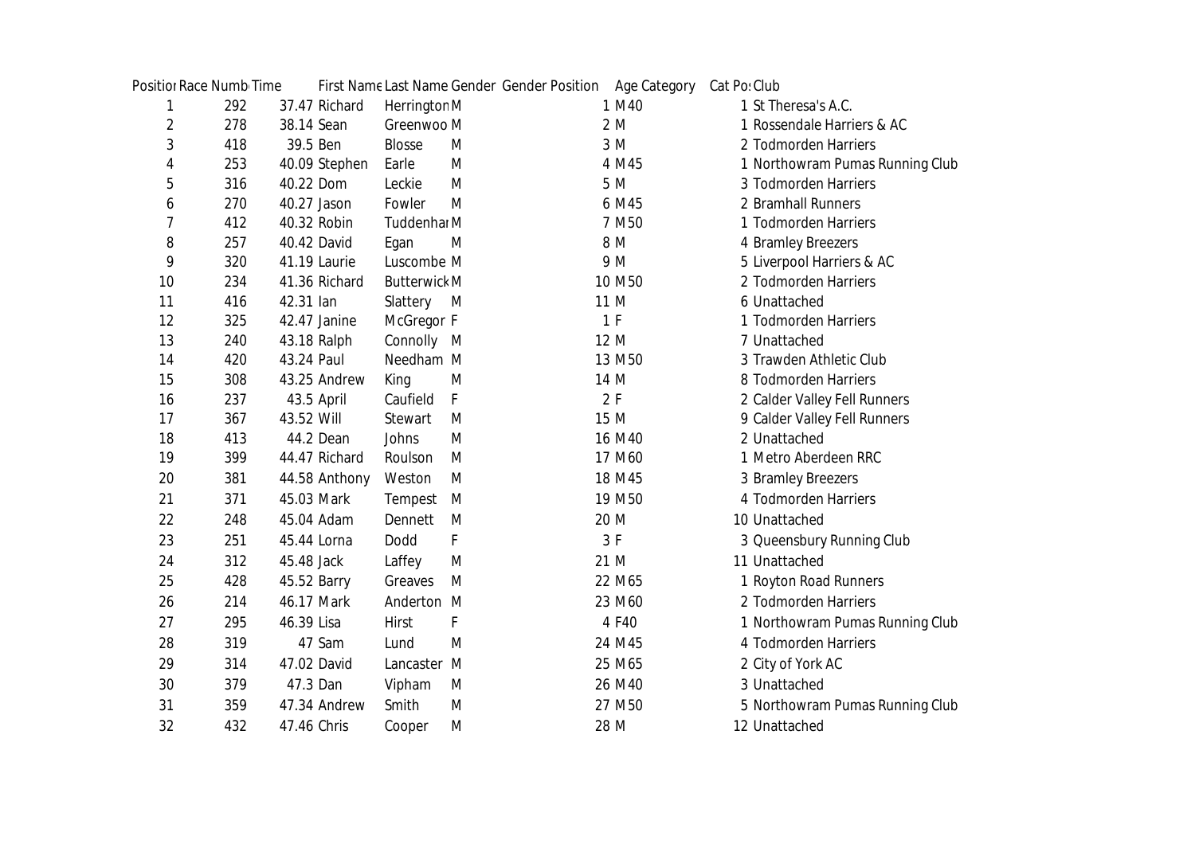| Position | Race Number | Time | First Name | Last Name | Gender | Gender Position | Age Category | Cat Pos | Club |
|---|---|---|---|---|---|---|---|---|---|
| 1 | 292 | 37.47 | Richard | Herrington | M | 1 | M40 | 1 | St Theresa's A.C. |
| 2 | 278 | 38.14 | Sean | Greenwoo | M | 2 | M | 1 | Rossendale Harriers & AC |
| 3 | 418 | 39.5 | Ben | Blosse | M | 3 | M | 2 | Todmorden Harriers |
| 4 | 253 | 40.09 | Stephen | Earle | M | 4 | M45 | 1 | Northowram Pumas Running Club |
| 5 | 316 | 40.22 | Dom | Leckie | M | 5 | M | 3 | Todmorden Harriers |
| 6 | 270 | 40.27 | Jason | Fowler | M | 6 | M45 | 2 | Bramhall Runners |
| 7 | 412 | 40.32 | Robin | Tuddenhar | M | 7 | M50 | 1 | Todmorden Harriers |
| 8 | 257 | 40.42 | David | Egan | M | 8 | M | 4 | Bramley Breezers |
| 9 | 320 | 41.19 | Laurie | Luscombe | M | 9 | M | 5 | Liverpool Harriers & AC |
| 10 | 234 | 41.36 | Richard | Butterwick | M | 10 | M50 | 2 | Todmorden Harriers |
| 11 | 416 | 42.31 | Ian | Slattery | M | 11 | M | 6 | Unattached |
| 12 | 325 | 42.47 | Janine | McGregor | F | 1 | F | 1 | Todmorden Harriers |
| 13 | 240 | 43.18 | Ralph | Connolly | M | 12 | M | 7 | Unattached |
| 14 | 420 | 43.24 | Paul | Needham | M | 13 | M50 | 3 | Trawden Athletic Club |
| 15 | 308 | 43.25 | Andrew | King | M | 14 | M | 8 | Todmorden Harriers |
| 16 | 237 | 43.5 | April | Caufield | F | 2 | F | 2 | Calder Valley Fell Runners |
| 17 | 367 | 43.52 | Will | Stewart | M | 15 | M | 9 | Calder Valley Fell Runners |
| 18 | 413 | 44.2 | Dean | Johns | M | 16 | M40 | 2 | Unattached |
| 19 | 399 | 44.47 | Richard | Roulson | M | 17 | M60 | 1 | Metro Aberdeen RRC |
| 20 | 381 | 44.58 | Anthony | Weston | M | 18 | M45 | 3 | Bramley Breezers |
| 21 | 371 | 45.03 | Mark | Tempest | M | 19 | M50 | 4 | Todmorden Harriers |
| 22 | 248 | 45.04 | Adam | Dennett | M | 20 | M | 10 | Unattached |
| 23 | 251 | 45.44 | Lorna | Dodd | F | 3 | F | 3 | Queensbury Running Club |
| 24 | 312 | 45.48 | Jack | Laffey | M | 21 | M | 11 | Unattached |
| 25 | 428 | 45.52 | Barry | Greaves | M | 22 | M65 | 1 | Royton Road Runners |
| 26 | 214 | 46.17 | Mark | Anderton | M | 23 | M60 | 2 | Todmorden Harriers |
| 27 | 295 | 46.39 | Lisa | Hirst | F | 4 | F40 | 1 | Northowram Pumas Running Club |
| 28 | 319 | 47 | Sam | Lund | M | 24 | M45 | 4 | Todmorden Harriers |
| 29 | 314 | 47.02 | David | Lancaster | M | 25 | M65 | 2 | City of York AC |
| 30 | 379 | 47.3 | Dan | Vipham | M | 26 | M40 | 3 | Unattached |
| 31 | 359 | 47.34 | Andrew | Smith | M | 27 | M50 | 5 | Northowram Pumas Running Club |
| 32 | 432 | 47.46 | Chris | Cooper | M | 28 | M | 12 | Unattached |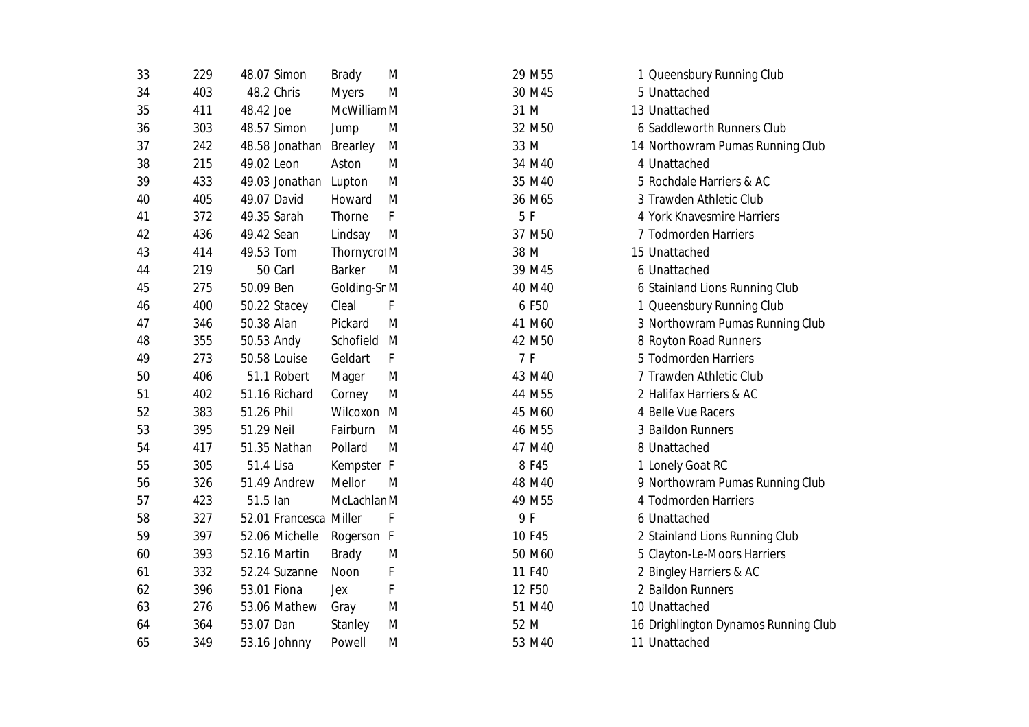| | | | | | | | | | |
|---|---|---|---|---|---|---|---|---|---|
| 33 | 229 | 48.07 | Simon | Brady | M | 29 | M55 | 1 | Queensbury Running Club |
| 34 | 403 | 48.2 | Chris | Myers | M | 30 | M45 | 5 | Unattached |
| 35 | 411 | 48.42 | Joe | McWilliam | M | 31 | M | 13 | Unattached |
| 36 | 303 | 48.57 | Simon | Jump | M | 32 | M50 | 6 | Saddleworth Runners Club |
| 37 | 242 | 48.58 | Jonathan | Brearley | M | 33 | M | 14 | Northowram Pumas Running Club |
| 38 | 215 | 49.02 | Leon | Aston | M | 34 | M40 | 4 | Unattached |
| 39 | 433 | 49.03 | Jonathan | Lupton | M | 35 | M40 | 5 | Rochdale Harriers & AC |
| 40 | 405 | 49.07 | David | Howard | M | 36 | M65 | 3 | Trawden Athletic Club |
| 41 | 372 | 49.35 | Sarah | Thorne | F | 5 | F | 4 | York Knavesmire Harriers |
| 42 | 436 | 49.42 | Sean | Lindsay | M | 37 | M50 | 7 | Todmorden Harriers |
| 43 | 414 | 49.53 | Tom | Thornycrot | M | 38 | M | 15 | Unattached |
| 44 | 219 | 50 | Carl | Barker | M | 39 | M45 | 6 | Unattached |
| 45 | 275 | 50.09 | Ben | Golding-Sn | M | 40 | M40 | 6 | Stainland Lions Running Club |
| 46 | 400 | 50.22 | Stacey | Cleal | F | 6 | F50 | 1 | Queensbury Running Club |
| 47 | 346 | 50.38 | Alan | Pickard | M | 41 | M60 | 3 | Northowram Pumas Running Club |
| 48 | 355 | 50.53 | Andy | Schofield | M | 42 | M50 | 8 | Royton Road Runners |
| 49 | 273 | 50.58 | Louise | Geldart | F | 7 | F | 5 | Todmorden Harriers |
| 50 | 406 | 51.1 | Robert | Mager | M | 43 | M40 | 7 | Trawden Athletic Club |
| 51 | 402 | 51.16 | Richard | Corney | M | 44 | M55 | 2 | Halifax Harriers & AC |
| 52 | 383 | 51.26 | Phil | Wilcoxon | M | 45 | M60 | 4 | Belle Vue Racers |
| 53 | 395 | 51.29 | Neil | Fairburn | M | 46 | M55 | 3 | Baildon Runners |
| 54 | 417 | 51.35 | Nathan | Pollard | M | 47 | M40 | 8 | Unattached |
| 55 | 305 | 51.4 | Lisa | Kempster | F | 8 | F45 | 1 | Lonely Goat RC |
| 56 | 326 | 51.49 | Andrew | Mellor | M | 48 | M40 | 9 | Northowram Pumas Running Club |
| 57 | 423 | 51.5 | Ian | McLachlan | M | 49 | M55 | 4 | Todmorden Harriers |
| 58 | 327 | 52.01 | Francesca | Miller | F | 9 | F | 6 | Unattached |
| 59 | 397 | 52.06 | Michelle | Rogerson | F | 10 | F45 | 2 | Stainland Lions Running Club |
| 60 | 393 | 52.16 | Martin | Brady | M | 50 | M60 | 5 | Clayton-Le-Moors Harriers |
| 61 | 332 | 52.24 | Suzanne | Noon | F | 11 | F40 | 2 | Bingley Harriers & AC |
| 62 | 396 | 53.01 | Fiona | Jex | F | 12 | F50 | 2 | Baildon Runners |
| 63 | 276 | 53.06 | Mathew | Gray | M | 51 | M40 | 10 | Unattached |
| 64 | 364 | 53.07 | Dan | Stanley | M | 52 | M | 16 | Drighlington Dynamos Running Club |
| 65 | 349 | 53.16 | Johnny | Powell | M | 53 | M40 | 11 | Unattached |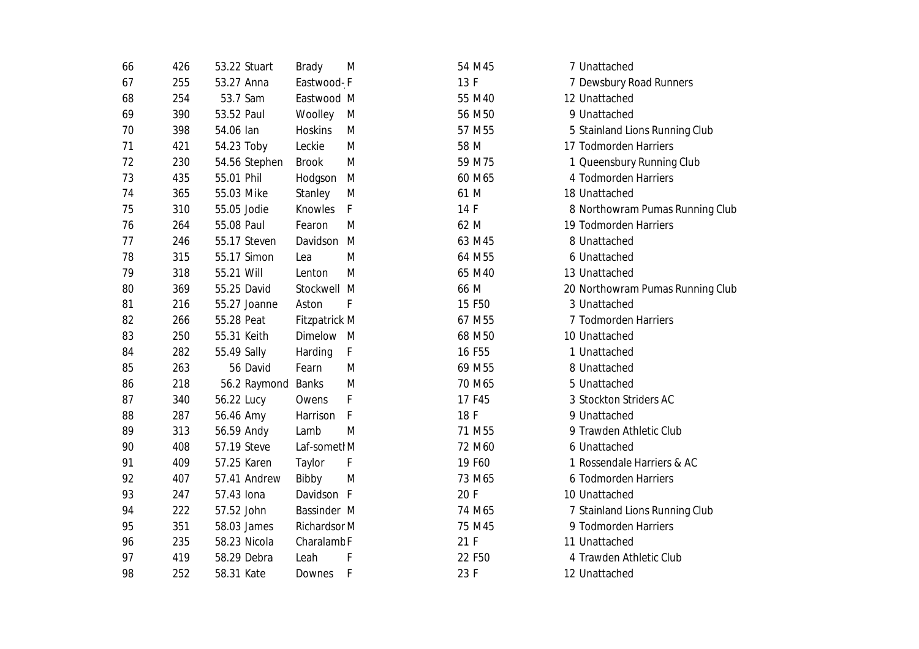| | | | | | | | | | |
|---|---|---|---|---|---|---|---|---|---|
| 66 | 426 | 53.22 | Stuart | Brady | M | 54 | M45 | 7 | Unattached |
| 67 | 255 | 53.27 | Anna | Eastwood-| F | 13 | F | 7 | Dewsbury Road Runners |
| 68 | 254 | 53.7 | Sam | Eastwood | M | 55 | M40 | 12 | Unattached |
| 69 | 390 | 53.52 | Paul | Woolley | M | 56 | M50 | 9 | Unattached |
| 70 | 398 | 54.06 | Ian | Hoskins | M | 57 | M55 | 5 | Stainland Lions Running Club |
| 71 | 421 | 54.23 | Toby | Leckie | M | 58 | M | 17 | Todmorden Harriers |
| 72 | 230 | 54.56 | Stephen | Brook | M | 59 | M75 | 1 | Queensbury Running Club |
| 73 | 435 | 55.01 | Phil | Hodgson | M | 60 | M65 | 4 | Todmorden Harriers |
| 74 | 365 | 55.03 | Mike | Stanley | M | 61 | M | 18 | Unattached |
| 75 | 310 | 55.05 | Jodie | Knowles | F | 14 | F | 8 | Northowram Pumas Running Club |
| 76 | 264 | 55.08 | Paul | Fearon | M | 62 | M | 19 | Todmorden Harriers |
| 77 | 246 | 55.17 | Steven | Davidson | M | 63 | M45 | 8 | Unattached |
| 78 | 315 | 55.17 | Simon | Lea | M | 64 | M55 | 6 | Unattached |
| 79 | 318 | 55.21 | Will | Lenton | M | 65 | M40 | 13 | Unattached |
| 80 | 369 | 55.25 | David | Stockwell | M | 66 | M | 20 | Northowram Pumas Running Club |
| 81 | 216 | 55.27 | Joanne | Aston | F | 15 | F50 | 3 | Unattached |
| 82 | 266 | 55.28 | Peat | Fitzpatrick | M | 67 | M55 | 7 | Todmorden Harriers |
| 83 | 250 | 55.31 | Keith | Dimelow | M | 68 | M50 | 10 | Unattached |
| 84 | 282 | 55.49 | Sally | Harding | F | 16 | F55 | 1 | Unattached |
| 85 | 263 | 56 | David | Fearn | M | 69 | M55 | 8 | Unattached |
| 86 | 218 | 56.2 | Raymond | Banks | M | 70 | M65 | 5 | Unattached |
| 87 | 340 | 56.22 | Lucy | Owens | F | 17 | F45 | 3 | Stockton Striders AC |
| 88 | 287 | 56.46 | Amy | Harrison | F | 18 | F | 9 | Unattached |
| 89 | 313 | 56.59 | Andy | Lamb | M | 71 | M55 | 9 | Trawden Athletic Club |
| 90 | 408 | 57.19 | Steve | Laf-someth | M | 72 | M60 | 6 | Unattached |
| 91 | 409 | 57.25 | Karen | Taylor | F | 19 | F60 | 1 | Rossendale Harriers & AC |
| 92 | 407 | 57.41 | Andrew | Bibby | M | 73 | M65 | 6 | Todmorden Harriers |
| 93 | 247 | 57.43 | Iona | Davidson | F | 20 | F | 10 | Unattached |
| 94 | 222 | 57.52 | John | Bassinder | M | 74 | M65 | 7 | Stainland Lions Running Club |
| 95 | 351 | 58.03 | James | Richardsor | M | 75 | M45 | 9 | Todmorden Harriers |
| 96 | 235 | 58.23 | Nicola | Charalamb | F | 21 | F | 11 | Unattached |
| 97 | 419 | 58.29 | Debra | Leah | F | 22 | F50 | 4 | Trawden Athletic Club |
| 98 | 252 | 58.31 | Kate | Downes | F | 23 | F | 12 | Unattached |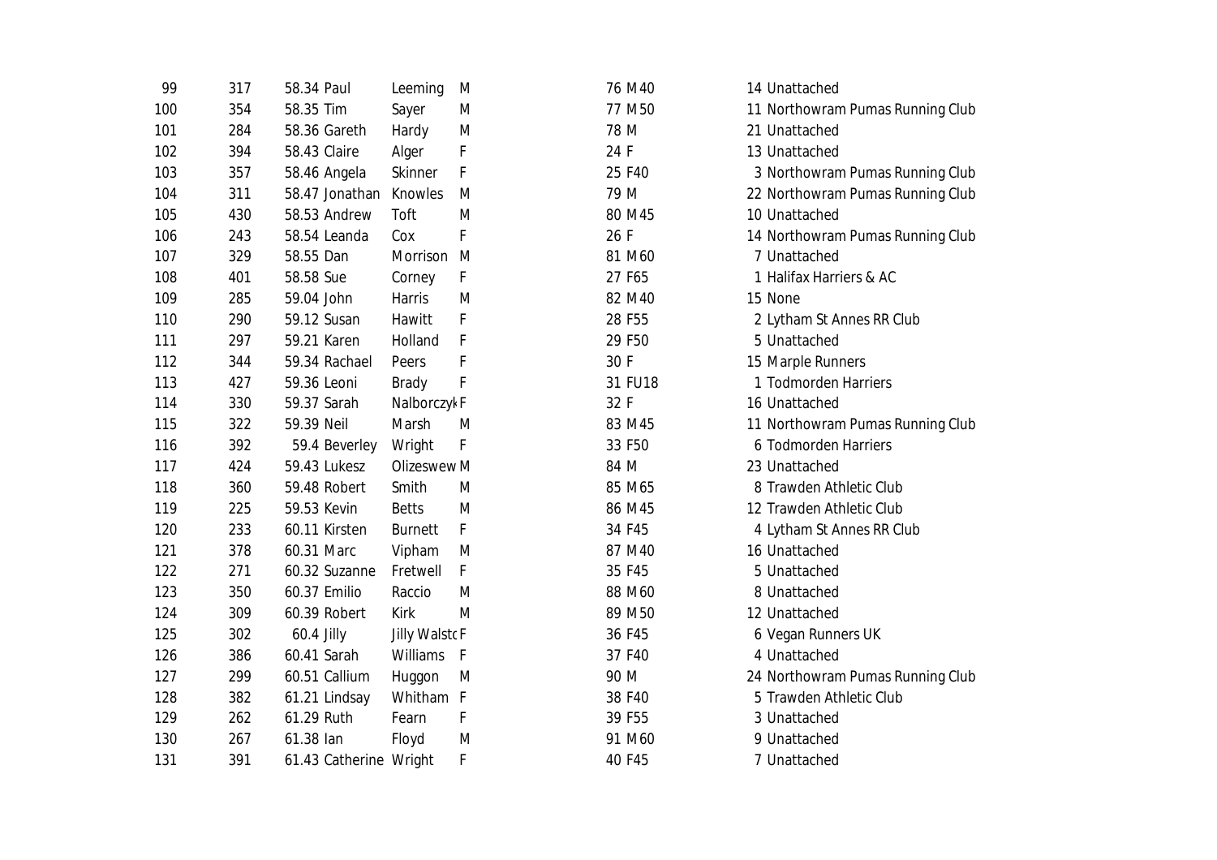| | | | | | | | | | |
|---|---|---|---|---|---|---|---|---|---|
| 99 | 317 | 58.34 | Paul | Leeming | M | 76 | M40 | 14 | Unattached |
| 100 | 354 | 58.35 | Tim | Sayer | M | 77 | M50 | 11 | Northowram Pumas Running Club |
| 101 | 284 | 58.36 | Gareth | Hardy | M | 78 | M | 21 | Unattached |
| 102 | 394 | 58.43 | Claire | Alger | F | 24 | F | 13 | Unattached |
| 103 | 357 | 58.46 | Angela | Skinner | F | 25 | F40 | 3 | Northowram Pumas Running Club |
| 104 | 311 | 58.47 | Jonathan | Knowles | M | 79 | M | 22 | Northowram Pumas Running Club |
| 105 | 430 | 58.53 | Andrew | Toft | M | 80 | M45 | 10 | Unattached |
| 106 | 243 | 58.54 | Leanda | Cox | F | 26 | F | 14 | Northowram Pumas Running Club |
| 107 | 329 | 58.55 | Dan | Morrison | M | 81 | M60 | 7 | Unattached |
| 108 | 401 | 58.58 | Sue | Corney | F | 27 | F65 | 1 | Halifax Harriers & AC |
| 109 | 285 | 59.04 | John | Harris | M | 82 | M40 | 15 | None |
| 110 | 290 | 59.12 | Susan | Hawitt | F | 28 | F55 | 2 | Lytham St Annes RR Club |
| 111 | 297 | 59.21 | Karen | Holland | F | 29 | F50 | 5 | Unattached |
| 112 | 344 | 59.34 | Rachael | Peers | F | 30 | F | 15 | Marple Runners |
| 113 | 427 | 59.36 | Leoni | Brady | F | 31 | FU18 | 1 | Todmorden Harriers |
| 114 | 330 | 59.37 | Sarah | Nalborczyk | F | 32 | F | 16 | Unattached |
| 115 | 322 | 59.39 | Neil | Marsh | M | 83 | M45 | 11 | Northowram Pumas Running Club |
| 116 | 392 | 59.4 | Beverley | Wright | F | 33 | F50 | 6 | Todmorden Harriers |
| 117 | 424 | 59.43 | Lukesz | Olizeswew | M | 84 | M | 23 | Unattached |
| 118 | 360 | 59.48 | Robert | Smith | M | 85 | M65 | 8 | Trawden Athletic Club |
| 119 | 225 | 59.53 | Kevin | Betts | M | 86 | M45 | 12 | Trawden Athletic Club |
| 120 | 233 | 60.11 | Kirsten | Burnett | F | 34 | F45 | 4 | Lytham St Annes RR Club |
| 121 | 378 | 60.31 | Marc | Vipham | M | 87 | M40 | 16 | Unattached |
| 122 | 271 | 60.32 | Suzanne | Fretwell | F | 35 | F45 | 5 | Unattached |
| 123 | 350 | 60.37 | Emilio | Raccio | M | 88 | M60 | 8 | Unattached |
| 124 | 309 | 60.39 | Robert | Kirk | M | 89 | M50 | 12 | Unattached |
| 125 | 302 | 60.4 | Jilly | Jilly Walstc | F | 36 | F45 | 6 | Vegan Runners UK |
| 126 | 386 | 60.41 | Sarah | Williams | F | 37 | F40 | 4 | Unattached |
| 127 | 299 | 60.51 | Callium | Huggon | M | 90 | M | 24 | Northowram Pumas Running Club |
| 128 | 382 | 61.21 | Lindsay | Whitham | F | 38 | F40 | 5 | Trawden Athletic Club |
| 129 | 262 | 61.29 | Ruth | Fearn | F | 39 | F55 | 3 | Unattached |
| 130 | 267 | 61.38 | Ian | Floyd | M | 91 | M60 | 9 | Unattached |
| 131 | 391 | 61.43 | Catherine | Wright | F | 40 | F45 | 7 | Unattached |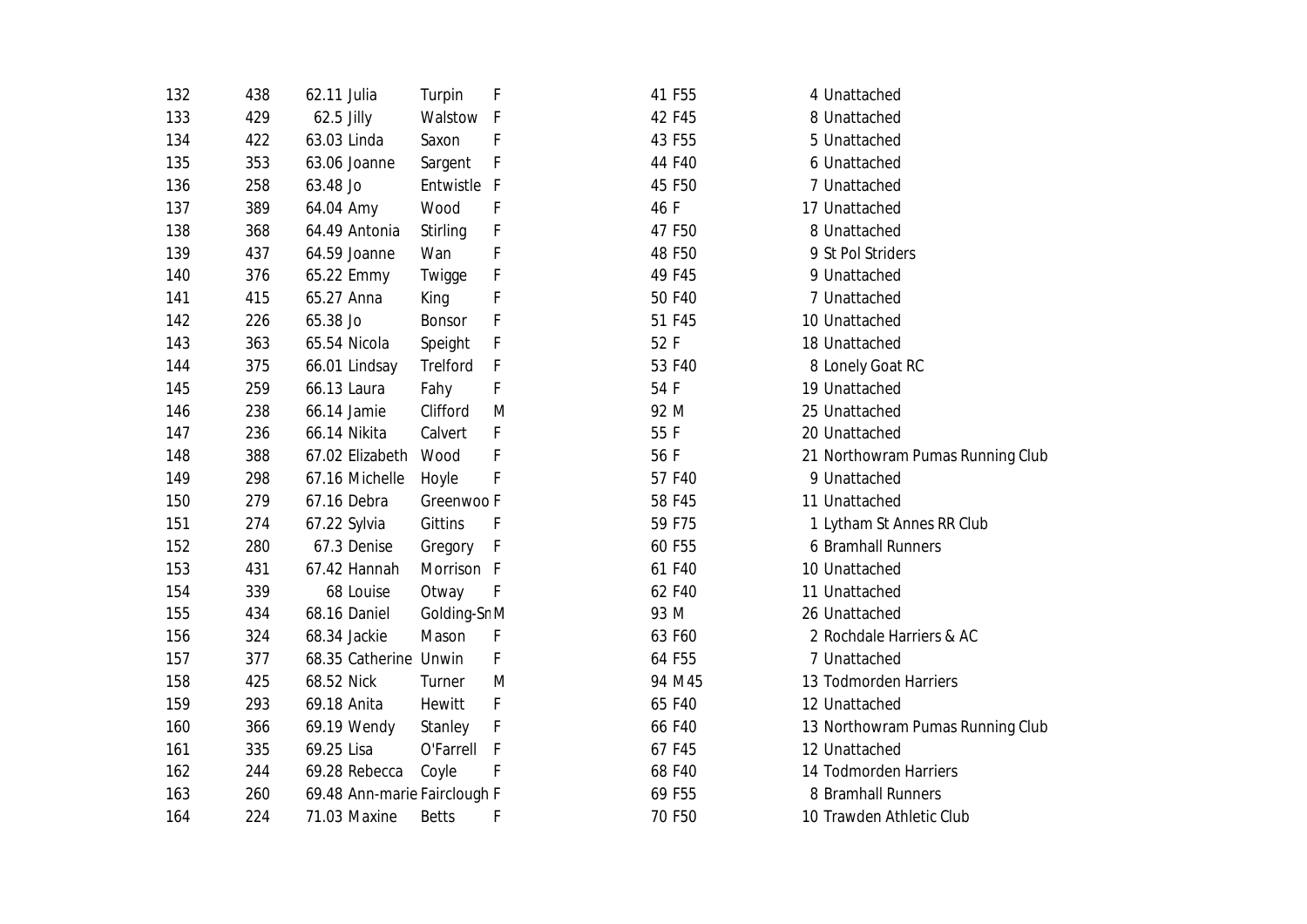| | | | | | | | | | |
|---|---|---|---|---|---|---|---|---|---|
| 132 | 438 | 62.11 | Julia | Turpin | F | 41 | F55 | 4 | Unattached |
| 133 | 429 | 62.5 | Jilly | Walstow | F | 42 | F45 | 8 | Unattached |
| 134 | 422 | 63.03 | Linda | Saxon | F | 43 | F55 | 5 | Unattached |
| 135 | 353 | 63.06 | Joanne | Sargent | F | 44 | F40 | 6 | Unattached |
| 136 | 258 | 63.48 | Jo | Entwistle | F | 45 | F50 | 7 | Unattached |
| 137 | 389 | 64.04 | Amy | Wood | F | 46 | F | 17 | Unattached |
| 138 | 368 | 64.49 | Antonia | Stirling | F | 47 | F50 | 8 | Unattached |
| 139 | 437 | 64.59 | Joanne | Wan | F | 48 | F50 | 9 | St Pol Striders |
| 140 | 376 | 65.22 | Emmy | Twigge | F | 49 | F45 | 9 | Unattached |
| 141 | 415 | 65.27 | Anna | King | F | 50 | F40 | 7 | Unattached |
| 142 | 226 | 65.38 | Jo | Bonsor | F | 51 | F45 | 10 | Unattached |
| 143 | 363 | 65.54 | Nicola | Speight | F | 52 | F | 18 | Unattached |
| 144 | 375 | 66.01 | Lindsay | Trelford | F | 53 | F40 | 8 | Lonely Goat RC |
| 145 | 259 | 66.13 | Laura | Fahy | F | 54 | F | 19 | Unattached |
| 146 | 238 | 66.14 | Jamie | Clifford | M | 92 | M | 25 | Unattached |
| 147 | 236 | 66.14 | Nikita | Calvert | F | 55 | F | 20 | Unattached |
| 148 | 388 | 67.02 | Elizabeth | Wood | F | 56 | F | 21 | Northowram Pumas Running Club |
| 149 | 298 | 67.16 | Michelle | Hoyle | F | 57 | F40 | 9 | Unattached |
| 150 | 279 | 67.16 | Debra | Greenwoo | F | 58 | F45 | 11 | Unattached |
| 151 | 274 | 67.22 | Sylvia | Gittins | F | 59 | F75 | 1 | Lytham St Annes RR Club |
| 152 | 280 | 67.3 | Denise | Gregory | F | 60 | F55 | 6 | Bramhall Runners |
| 153 | 431 | 67.42 | Hannah | Morrison | F | 61 | F40 | 10 | Unattached |
| 154 | 339 | 68 | Louise | Otway | F | 62 | F40 | 11 | Unattached |
| 155 | 434 | 68.16 | Daniel | Golding-Sn | M | 93 | M | 26 | Unattached |
| 156 | 324 | 68.34 | Jackie | Mason | F | 63 | F60 | 2 | Rochdale Harriers & AC |
| 157 | 377 | 68.35 | Catherine | Unwin | F | 64 | F55 | 7 | Unattached |
| 158 | 425 | 68.52 | Nick | Turner | M | 94 | M45 | 13 | Todmorden Harriers |
| 159 | 293 | 69.18 | Anita | Hewitt | F | 65 | F40 | 12 | Unattached |
| 160 | 366 | 69.19 | Wendy | Stanley | F | 66 | F40 | 13 | Northowram Pumas Running Club |
| 161 | 335 | 69.25 | Lisa | O'Farrell | F | 67 | F45 | 12 | Unattached |
| 162 | 244 | 69.28 | Rebecca | Coyle | F | 68 | F40 | 14 | Todmorden Harriers |
| 163 | 260 | 69.48 | Ann-marie | Fairclough | F | 69 | F55 | 8 | Bramhall Runners |
| 164 | 224 | 71.03 | Maxine | Betts | F | 70 | F50 | 10 | Trawden Athletic Club |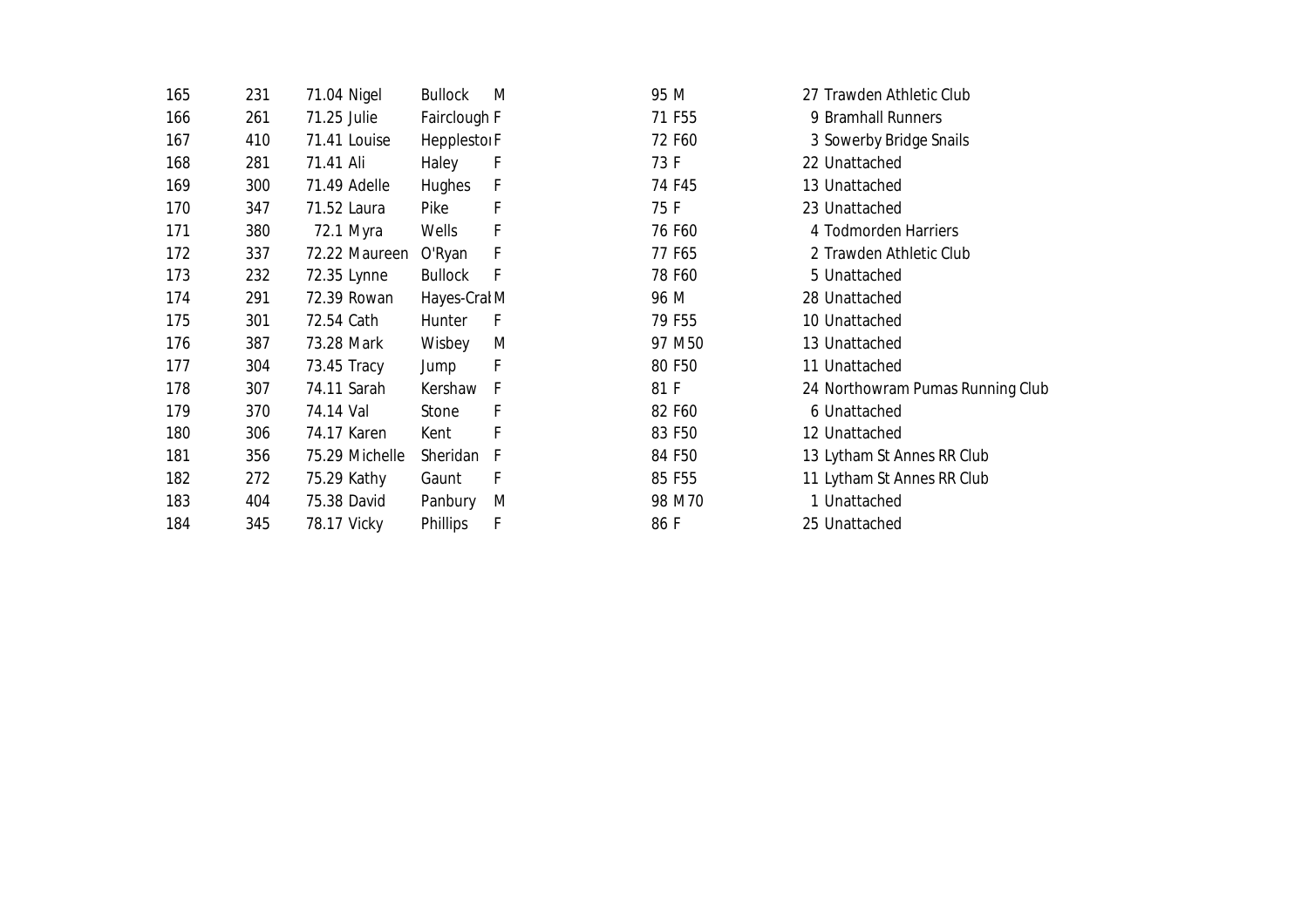| | | | | | | | | | |
|---|---|---|---|---|---|---|---|---|---|
| 165 | 231 | 71.04 | Nigel | Bullock | M | 95 | M | 27 | Trawden Athletic Club |
| 166 | 261 | 71.25 | Julie | Fairclough | F | 71 | F55 | 9 | Bramhall Runners |
| 167 | 410 | 71.41 | Louise | Hepplestor | F | 72 | F60 | 3 | Sowerby Bridge Snails |
| 168 | 281 | 71.41 | Ali | Haley | F | 73 | F | 22 | Unattached |
| 169 | 300 | 71.49 | Adelle | Hughes | F | 74 | F45 | 13 | Unattached |
| 170 | 347 | 71.52 | Laura | Pike | F | 75 | F | 23 | Unattached |
| 171 | 380 | 72.1 | Myra | Wells | F | 76 | F60 | 4 | Todmorden Harriers |
| 172 | 337 | 72.22 | Maureen | O'Ryan | F | 77 | F65 | 2 | Trawden Athletic Club |
| 173 | 232 | 72.35 | Lynne | Bullock | F | 78 | F60 | 5 | Unattached |
| 174 | 291 | 72.39 | Rowan | Hayes-Cral | M | 96 | M | 28 | Unattached |
| 175 | 301 | 72.54 | Cath | Hunter | F | 79 | F55 | 10 | Unattached |
| 176 | 387 | 73.28 | Mark | Wisbey | M | 97 | M50 | 13 | Unattached |
| 177 | 304 | 73.45 | Tracy | Jump | F | 80 | F50 | 11 | Unattached |
| 178 | 307 | 74.11 | Sarah | Kershaw | F | 81 | F | 24 | Northowram Pumas Running Club |
| 179 | 370 | 74.14 | Val | Stone | F | 82 | F60 | 6 | Unattached |
| 180 | 306 | 74.17 | Karen | Kent | F | 83 | F50 | 12 | Unattached |
| 181 | 356 | 75.29 | Michelle | Sheridan | F | 84 | F50 | 13 | Lytham St Annes RR Club |
| 182 | 272 | 75.29 | Kathy | Gaunt | F | 85 | F55 | 11 | Lytham St Annes RR Club |
| 183 | 404 | 75.38 | David | Panbury | M | 98 | M70 | 1 | Unattached |
| 184 | 345 | 78.17 | Vicky | Phillips | F | 86 | F | 25 | Unattached |